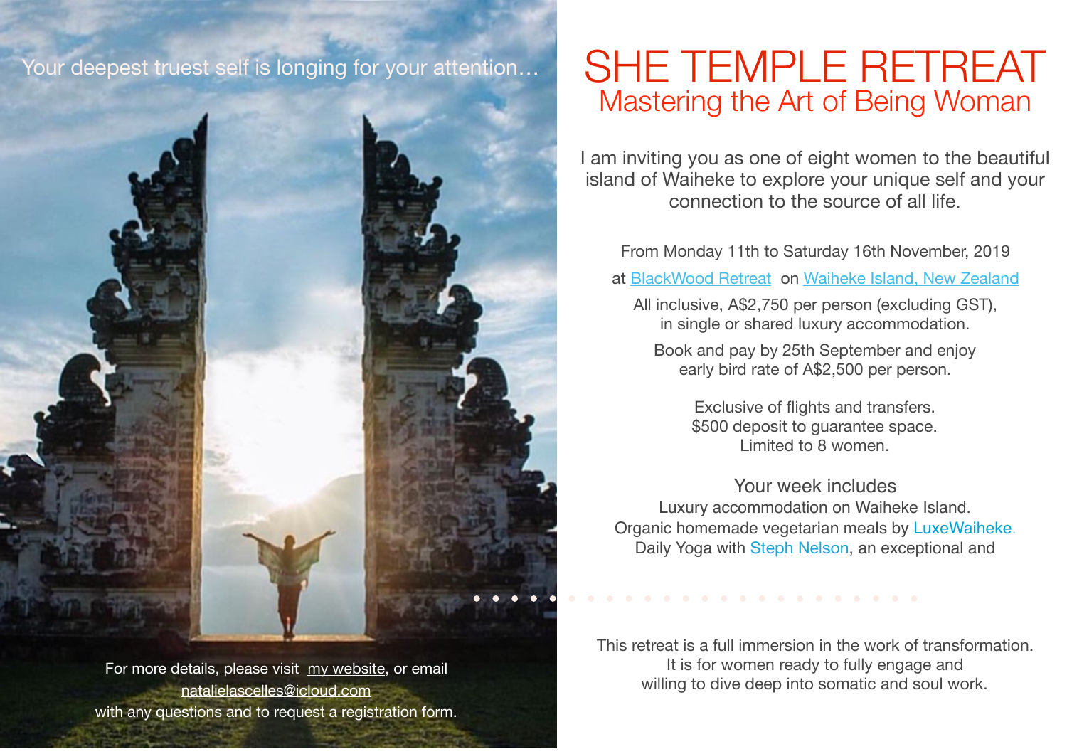Your deepest truest self is longing for your attention…

# SHE TEMPLE RETREAT

## Mastering the Art of Being Woman

I am inviting you as one of eight women to the beautiful island of Waiheke to explore your unique self and your connection to the source of all life.

From Monday 11th to Saturday 16th November, 2019

at BlackWood Retreat on Waiheke Island, New Zealand

All inclusive, A$2,750 per person (excluding GST), in single or shared luxury accommodation.

Book and pay by 25th September and enjoy early bird rate of A$2,500 per person.

Exclusive of flights and transfers.
$500 deposit to guarantee space.
Limited to 8 women.

### Your week includes

Luxury accommodation on Waiheke Island.
Organic homemade vegetarian meals by LuxeWaiheke.
Daily Yoga with Steph Nelson, an exceptional and

This retreat is a full immersion in the work of transformation. It is for women ready to fully engage and willing to dive deep into somatic and soul work.

For more details, please visit my website, or email natalielascelles@icloud.com with any questions and to request a registration form.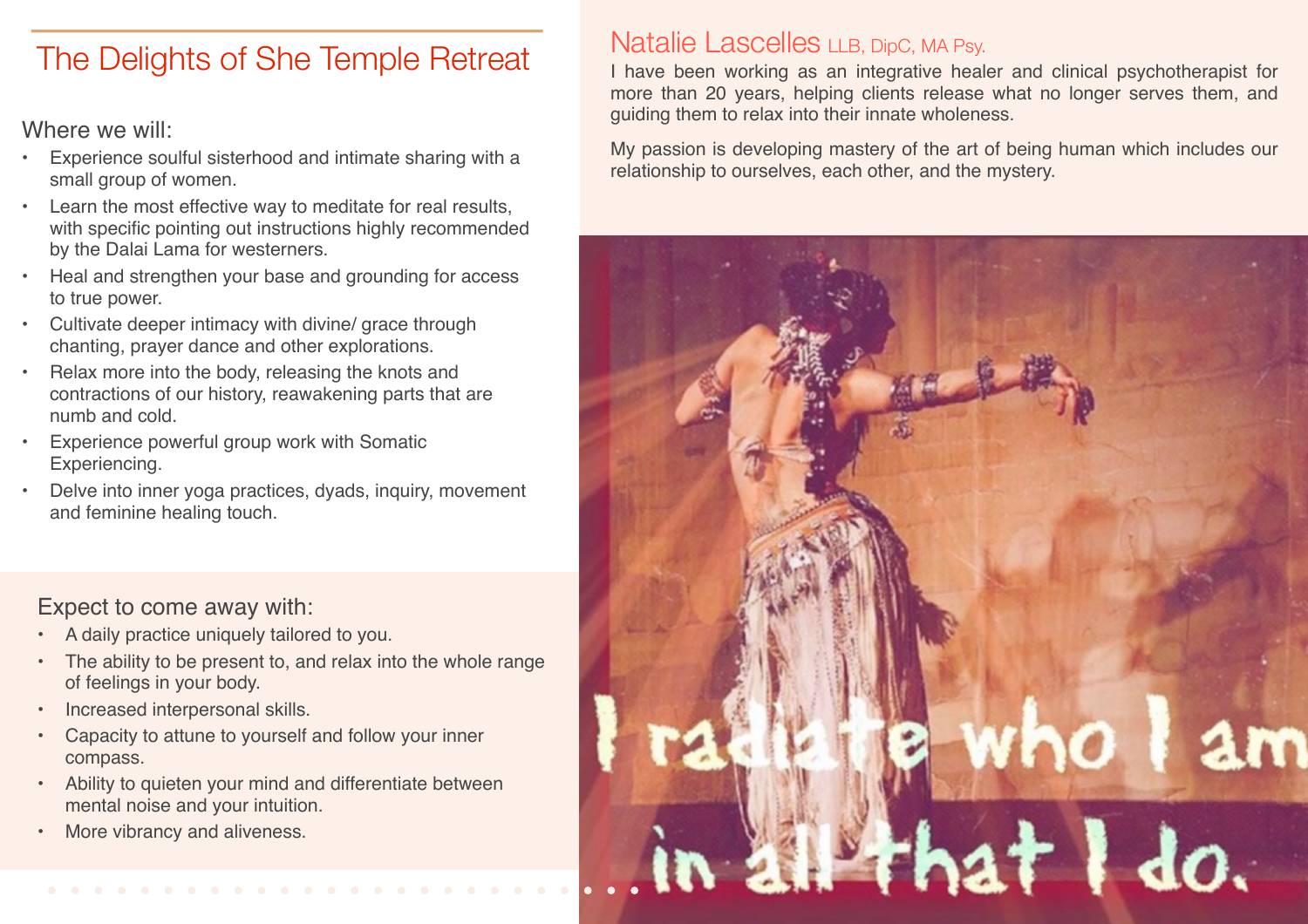## The Delights of She Temple Retreat

Where we will:

- Experience soulful sisterhood and intimate sharing with a small group of women.
- Learn the most effective way to meditate for real results, with specific pointing out instructions highly recommended by the Dalai Lama for westerners.
- Heal and strengthen your base and grounding for access to true power.
- Cultivate deeper intimacy with divine/ grace through chanting, prayer dance and other explorations.
- Relax more into the body, releasing the knots and contractions of our history, reawakening parts that are numb and cold.
- Experience powerful group work with Somatic Experiencing.
- Delve into inner yoga practices, dyads, inquiry, movement and feminine healing touch.

Expect to come away with:

- A daily practice uniquely tailored to you.
- The ability to be present to, and relax into the whole range of feelings in your body.
- Increased interpersonal skills.
- Capacity to attune to yourself and follow your inner compass.
- Ability to quieten your mind and differentiate between mental noise and your intuition.
- More vibrancy and aliveness.

## Natalie Lascelles LLB, DipC, MA Psy.

I have been working as an integrative healer and clinical psychotherapist for more than 20 years, helping clients release what no longer serves them, and guiding them to relax into their innate wholeness.

My passion is developing mastery of the art of being human which includes our relationship to ourselves, each other, and the mystery.

I radiate who I am in all that I do.